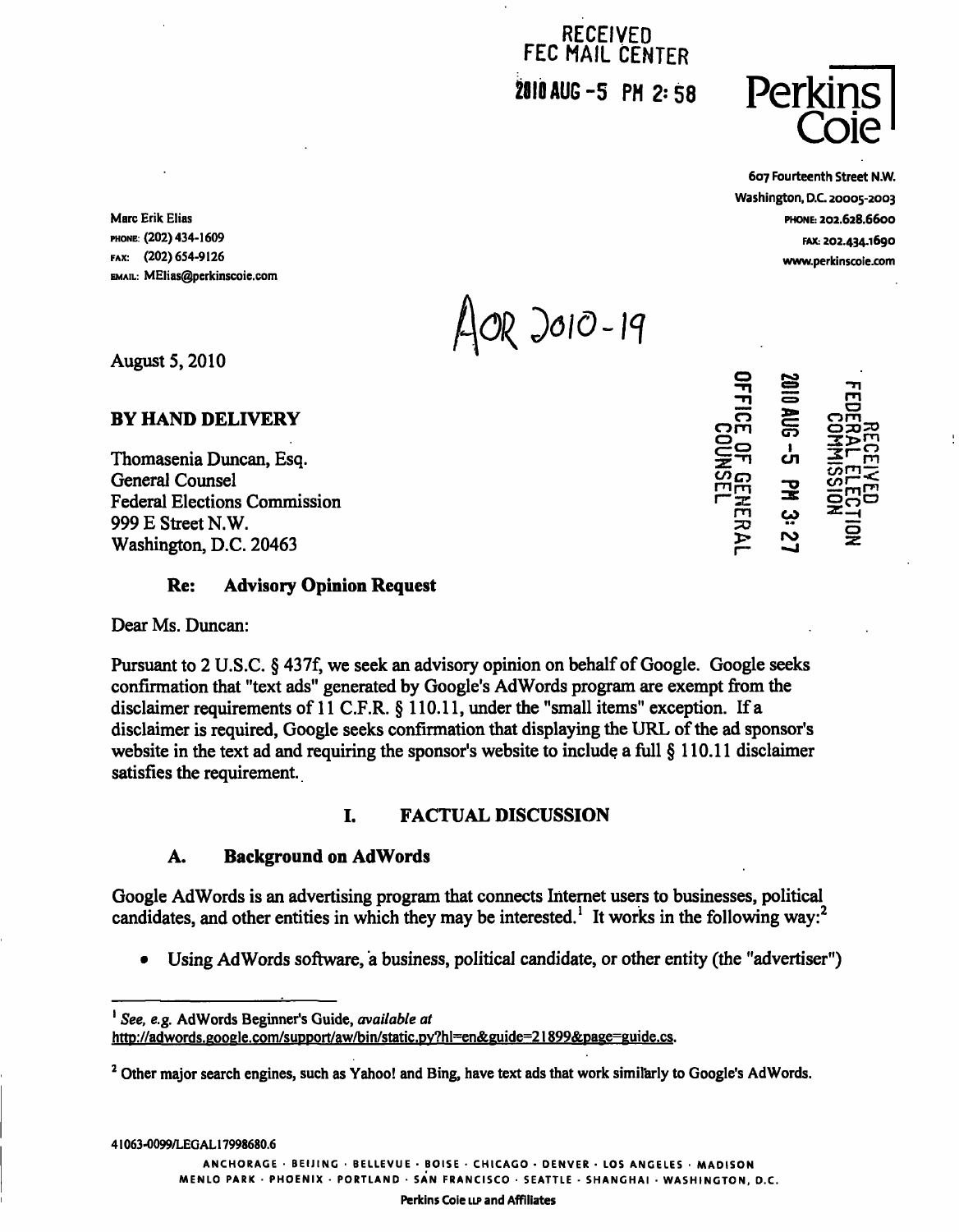RECEIVED
FEC MAIL CENTER
2010 AUG -5 PM 2:58

**Perkins Coie**

607 Fourteenth Street N.W.
Washington, D.C. 20005-2003
PHONE: 202.628.6600
FAX: 202.434.1690
www.perkinscoie.com

Marc Erik Elias
PHONE: (202) 434-1609
FAX: (202) 654-9126
EMAIL: MElias@perkinscoie.com

AOR 2010-19

RECEIVED
FEDERAL ELECTION COMMISSION
2010 AUG -5 PM 3:27
OFFICE OF GENERAL COUNSEL

August 5, 2010

**BY HAND DELIVERY**

Thomasenia Duncan, Esq.
General Counsel
Federal Elections Commission
999 E Street N.W.
Washington, D.C. 20463

**Re: Advisory Opinion Request**

Dear Ms. Duncan:

Pursuant to 2 U.S.C. § 437f, we seek an advisory opinion on behalf of Google. Google seeks confirmation that "text ads" generated by Google's AdWords program are exempt from the disclaimer requirements of 11 C.F.R. § 110.11, under the "small items" exception. If a disclaimer is required, Google seeks confirmation that displaying the URL of the ad sponsor's website in the text ad and requiring the sponsor's website to include a full § 110.11 disclaimer satisfies the requirement.

## I. FACTUAL DISCUSSION

### A. Background on AdWords

Google AdWords is an advertising program that connects Internet users to businesses, political candidates, and other entities in which they may be interested.[1] It works in the following way:[2]

- Using AdWords software, a business, political candidate, or other entity (the "advertiser")

---

[1] *See, e.g.* AdWords Beginner's Guide, *available at* http://adwords.google.com/support/aw/bin/static.py?hl=en&guide=21899&page=guide.cs.

[2] Other major search engines, such as Yahoo! and Bing, have text ads that work similarly to Google's AdWords.

41063-0099/LEGAL17998680.6

ANCHORAGE · BEIJING · BELLEVUE · BOISE · CHICAGO · DENVER · LOS ANGELES · MADISON
MENLO PARK · PHOENIX · PORTLAND · SAN FRANCISCO · SEATTLE · SHANGHAI · WASHINGTON, D.C.

Perkins Coie LLP and Affiliates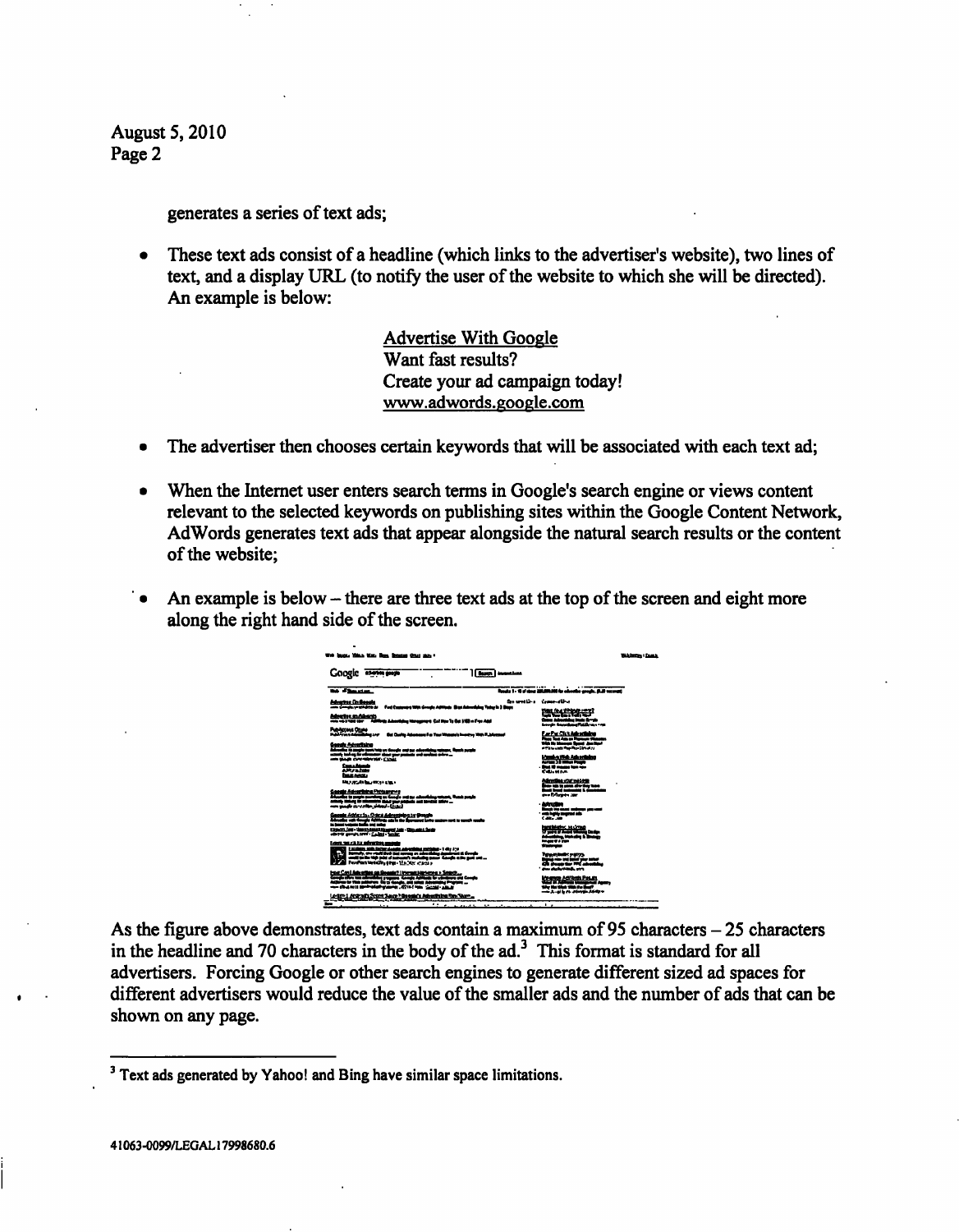generates a series of text ads;

- These text ads consist of a headline (which links to the advertiser's website), two lines of text, and a display URL (to notify the user of the website to which she will be directed). An example is below:

  Advertise With Google
  Want fast results?
  Create your ad campaign today!
  www.adwords.google.com

- The advertiser then chooses certain keywords that will be associated with each text ad;

- When the Internet user enters search terms in Google's search engine or views content relevant to the selected keywords on publishing sites within the Google Content Network, AdWords generates text ads that appear alongside the natural search results or the content of the website;

- An example is below – there are three text ads at the top of the screen and eight more along the right hand side of the screen.

As the figure above demonstrates, text ads contain a maximum of 95 characters – 25 characters in the headline and 70 characters in the body of the ad.[3] This format is standard for all advertisers. Forcing Google or other search engines to generate different sized ad spaces for different advertisers would reduce the value of the smaller ads and the number of ads that can be shown on any page.

---

[3] Text ads generated by Yahoo! and Bing have similar space limitations.

41063-0099/LEGAL17998680.6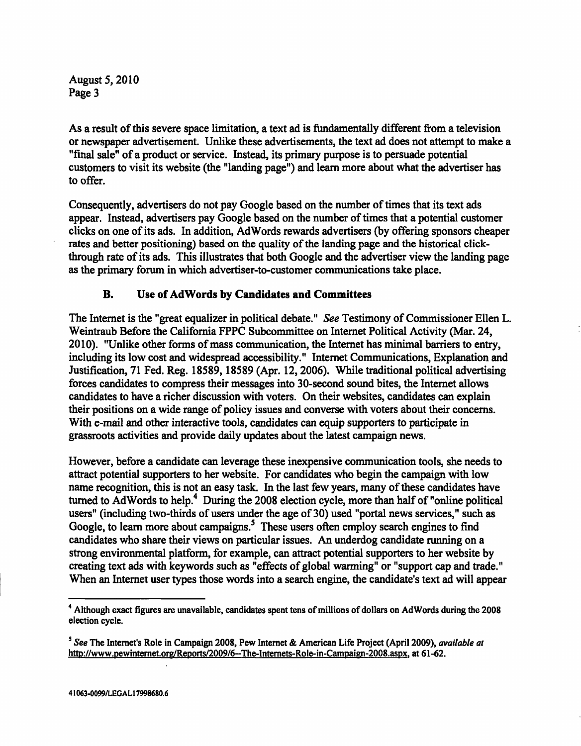As a result of this severe space limitation, a text ad is fundamentally different from a television or newspaper advertisement. Unlike these advertisements, the text ad does not attempt to make a "final sale" of a product or service. Instead, its primary purpose is to persuade potential customers to visit its website (the "landing page") and learn more about what the advertiser has to offer.

Consequently, advertisers do not pay Google based on the number of times that its text ads appear. Instead, advertisers pay Google based on the number of times that a potential customer clicks on one of its ads. In addition, AdWords rewards advertisers (by offering sponsors cheaper rates and better positioning) based on the quality of the landing page and the historical click-through rate of its ads. This illustrates that both Google and the advertiser view the landing page as the primary forum in which advertiser-to-customer communications take place.

### B. Use of AdWords by Candidates and Committees

The Internet is the "great equalizer in political debate." *See* Testimony of Commissioner Ellen L. Weintraub Before the California FPPC Subcommittee on Internet Political Activity (Mar. 24, 2010). "Unlike other forms of mass communication, the Internet has minimal barriers to entry, including its low cost and widespread accessibility." Internet Communications, Explanation and Justification, 71 Fed. Reg. 18589, 18589 (Apr. 12, 2006). While traditional political advertising forces candidates to compress their messages into 30-second sound bites, the Internet allows candidates to have a richer discussion with voters. On their websites, candidates can explain their positions on a wide range of policy issues and converse with voters about their concerns. With e-mail and other interactive tools, candidates can equip supporters to participate in grassroots activities and provide daily updates about the latest campaign news.

However, before a candidate can leverage these inexpensive communication tools, she needs to attract potential supporters to her website. For candidates who begin the campaign with low name recognition, this is not an easy task. In the last few years, many of these candidates have turned to AdWords to help.[4] During the 2008 election cycle, more than half of "online political users" (including two-thirds of users under the age of 30) used "portal news services," such as Google, to learn more about campaigns.[5] These users often employ search engines to find candidates who share their views on particular issues. An underdog candidate running on a strong environmental platform, for example, can attract potential supporters to her website by creating text ads with keywords such as "effects of global warming" or "support cap and trade." When an Internet user types those words into a search engine, the candidate's text ad will appear

---

[4] Although exact figures are unavailable, candidates spent tens of millions of dollars on AdWords during the 2008 election cycle.

[5] *See* The Internet's Role in Campaign 2008, Pew Internet & American Life Project (April 2009), *available at* http://www.pewinternet.org/Reports/2009/6--The-Internets-Role-in-Campaign-2008.aspx, at 61-62.

41063-0099/LEGAL17998680.6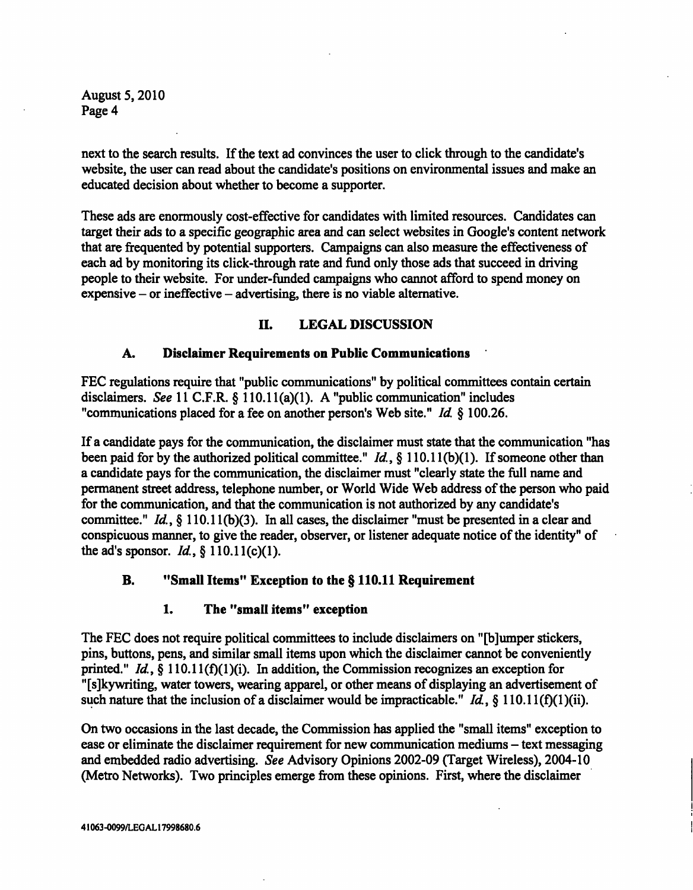next to the search results. If the text ad convinces the user to click through to the candidate's website, the user can read about the candidate's positions on environmental issues and make an educated decision about whether to become a supporter.

These ads are enormously cost-effective for candidates with limited resources. Candidates can target their ads to a specific geographic area and can select websites in Google's content network that are frequented by potential supporters. Campaigns can also measure the effectiveness of each ad by monitoring its click-through rate and fund only those ads that succeed in driving people to their website. For under-funded campaigns who cannot afford to spend money on expensive – or ineffective – advertising, there is no viable alternative.

## II. LEGAL DISCUSSION

### A. Disclaimer Requirements on Public Communications

FEC regulations require that "public communications" by political committees contain certain disclaimers. *See* 11 C.F.R. § 110.11(a)(1). A "public communication" includes "communications placed for a fee on another person's Web site." *Id.* § 100.26.

If a candidate pays for the communication, the disclaimer must state that the communication "has been paid for by the authorized political committee." *Id.*, § 110.11(b)(1). If someone other than a candidate pays for the communication, the disclaimer must "clearly state the full name and permanent street address, telephone number, or World Wide Web address of the person who paid for the communication, and that the communication is not authorized by any candidate's committee." *Id.*, § 110.11(b)(3). In all cases, the disclaimer "must be presented in a clear and conspicuous manner, to give the reader, observer, or listener adequate notice of the identity" of the ad's sponsor. *Id.*, § 110.11(c)(1).

### B. "Small Items" Exception to the § 110.11 Requirement

#### 1. The "small items" exception

The FEC does not require political committees to include disclaimers on "[b]umper stickers, pins, buttons, pens, and similar small items upon which the disclaimer cannot be conveniently printed." *Id.*, § 110.11(f)(1)(i). In addition, the Commission recognizes an exception for "[s]kywriting, water towers, wearing apparel, or other means of displaying an advertisement of such nature that the inclusion of a disclaimer would be impracticable." *Id.*, § 110.11(f)(1)(ii).

On two occasions in the last decade, the Commission has applied the "small items" exception to ease or eliminate the disclaimer requirement for new communication mediums – text messaging and embedded radio advertising. *See* Advisory Opinions 2002-09 (Target Wireless), 2004-10 (Metro Networks). Two principles emerge from these opinions. First, where the disclaimer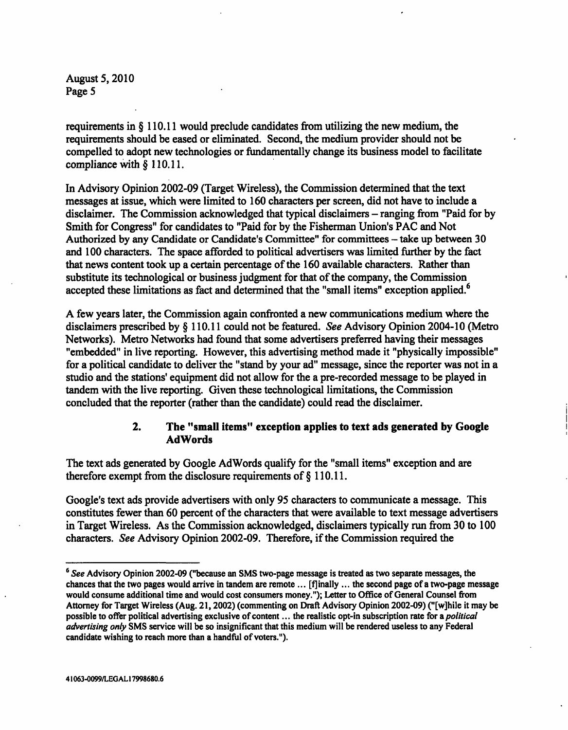requirements in § 110.11 would preclude candidates from utilizing the new medium, the requirements should be eased or eliminated. Second, the medium provider should not be compelled to adopt new technologies or fundamentally change its business model to facilitate compliance with § 110.11.

In Advisory Opinion 2002-09 (Target Wireless), the Commission determined that the text messages at issue, which were limited to 160 characters per screen, did not have to include a disclaimer. The Commission acknowledged that typical disclaimers – ranging from "Paid for by Smith for Congress" for candidates to "Paid for by the Fisherman Union's PAC and Not Authorized by any Candidate or Candidate's Committee" for committees – take up between 30 and 100 characters. The space afforded to political advertisers was limited further by the fact that news content took up a certain percentage of the 160 available characters. Rather than substitute its technological or business judgment for that of the company, the Commission accepted these limitations as fact and determined that the "small items" exception applied.[6]

A few years later, the Commission again confronted a new communications medium where the disclaimers prescribed by § 110.11 could not be featured. *See* Advisory Opinion 2004-10 (Metro Networks). Metro Networks had found that some advertisers preferred having their messages "embedded" in live reporting. However, this advertising method made it "physically impossible" for a political candidate to deliver the "stand by your ad" message, since the reporter was not in a studio and the stations' equipment did not allow for the a pre-recorded message to be played in tandem with the live reporting. Given these technological limitations, the Commission concluded that the reporter (rather than the candidate) could read the disclaimer.

### 2. The "small items" exception applies to text ads generated by Google AdWords

The text ads generated by Google AdWords qualify for the "small items" exception and are therefore exempt from the disclosure requirements of § 110.11.

Google's text ads provide advertisers with only 95 characters to communicate a message. This constitutes fewer than 60 percent of the characters that were available to text message advertisers in Target Wireless. As the Commission acknowledged, disclaimers typically run from 30 to 100 characters. *See* Advisory Opinion 2002-09. Therefore, if the Commission required the

---

[6] *See* Advisory Opinion 2002-09 ("because an SMS two-page message is treated as two separate messages, the chances that the two pages would arrive in tandem are remote ... [f]inally ... the second page of a two-page message would consume additional time and would cost consumers money."); Letter to Office of General Counsel from Attorney for Target Wireless (Aug. 21, 2002) (commenting on Draft Advisory Opinion 2002-09) ("[w]hile it may be possible to offer political advertising exclusive of content ... the realistic opt-in subscription rate for a *political advertising only* SMS service will be so insignificant that this medium will be rendered useless to any Federal candidate wishing to reach more than a handful of voters.").

41063-0099/LEGAL17998680.6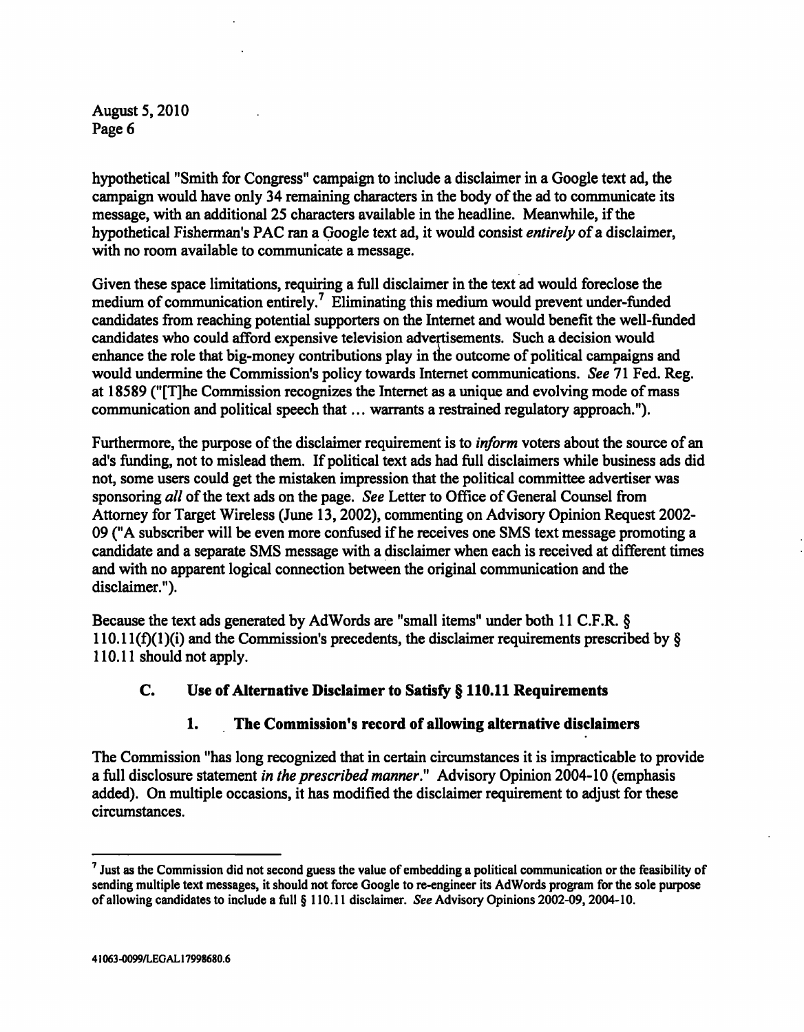hypothetical "Smith for Congress" campaign to include a disclaimer in a Google text ad, the campaign would have only 34 remaining characters in the body of the ad to communicate its message, with an additional 25 characters available in the headline. Meanwhile, if the hypothetical Fisherman's PAC ran a Google text ad, it would consist *entirely* of a disclaimer, with no room available to communicate a message.

Given these space limitations, requiring a full disclaimer in the text ad would foreclose the medium of communication entirely.[7] Eliminating this medium would prevent under-funded candidates from reaching potential supporters on the Internet and would benefit the well-funded candidates who could afford expensive television advertisements. Such a decision would enhance the role that big-money contributions play in the outcome of political campaigns and would undermine the Commission's policy towards Internet communications. *See* 71 Fed. Reg. at 18589 ("[T]he Commission recognizes the Internet as a unique and evolving mode of mass communication and political speech that ... warrants a restrained regulatory approach.").

Furthermore, the purpose of the disclaimer requirement is to *inform* voters about the source of an ad's funding, not to mislead them. If political text ads had full disclaimers while business ads did not, some users could get the mistaken impression that the political committee advertiser was sponsoring *all* of the text ads on the page. *See* Letter to Office of General Counsel from Attorney for Target Wireless (June 13, 2002), commenting on Advisory Opinion Request 2002-09 ("A subscriber will be even more confused if he receives one SMS text message promoting a candidate and a separate SMS message with a disclaimer when each is received at different times and with no apparent logical connection between the original communication and the disclaimer.").

Because the text ads generated by AdWords are "small items" under both 11 C.F.R. § 110.11(f)(1)(i) and the Commission's precedents, the disclaimer requirements prescribed by § 110.11 should not apply.

### C. Use of Alternative Disclaimer to Satisfy § 110.11 Requirements

#### 1. The Commission's record of allowing alternative disclaimers

The Commission "has long recognized that in certain circumstances it is impracticable to provide a full disclosure statement *in the prescribed manner*." Advisory Opinion 2004-10 (emphasis added). On multiple occasions, it has modified the disclaimer requirement to adjust for these circumstances.

---

[7] Just as the Commission did not second guess the value of embedding a political communication or the feasibility of sending multiple text messages, it should not force Google to re-engineer its AdWords program for the sole purpose of allowing candidates to include a full § 110.11 disclaimer. *See* Advisory Opinions 2002-09, 2004-10.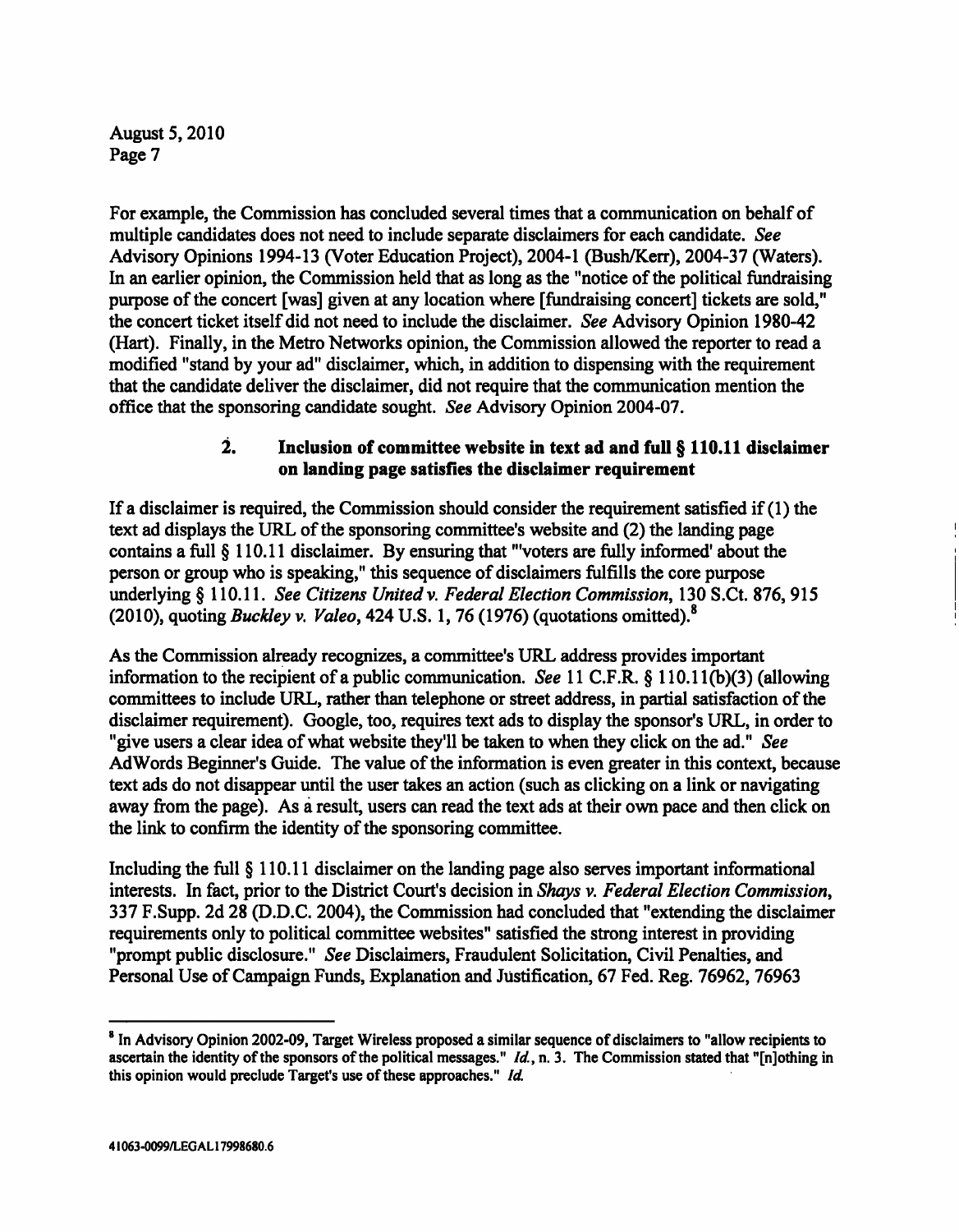For example, the Commission has concluded several times that a communication on behalf of multiple candidates does not need to include separate disclaimers for each candidate. *See* Advisory Opinions 1994-13 (Voter Education Project), 2004-1 (Bush/Kerr), 2004-37 (Waters). In an earlier opinion, the Commission held that as long as the "notice of the political fundraising purpose of the concert [was] given at any location where [fundraising concert] tickets are sold," the concert ticket itself did not need to include the disclaimer. *See* Advisory Opinion 1980-42 (Hart). Finally, in the Metro Networks opinion, the Commission allowed the reporter to read a modified "stand by your ad" disclaimer, which, in addition to dispensing with the requirement that the candidate deliver the disclaimer, did not require that the communication mention the office that the sponsoring candidate sought. *See* Advisory Opinion 2004-07.

### 2. Inclusion of committee website in text ad and full § 110.11 disclaimer on landing page satisfies the disclaimer requirement

If a disclaimer is required, the Commission should consider the requirement satisfied if (1) the text ad displays the URL of the sponsoring committee's website and (2) the landing page contains a full § 110.11 disclaimer. By ensuring that "'voters are fully informed' about the person or group who is speaking," this sequence of disclaimers fulfills the core purpose underlying § 110.11. *See Citizens United v. Federal Election Commission*, 130 S.Ct. 876, 915 (2010), quoting *Buckley v. Valeo*, 424 U.S. 1, 76 (1976) (quotations omitted).[8]

As the Commission already recognizes, a committee's URL address provides important information to the recipient of a public communication. *See* 11 C.F.R. § 110.11(b)(3) (allowing committees to include URL, rather than telephone or street address, in partial satisfaction of the disclaimer requirement). Google, too, requires text ads to display the sponsor's URL, in order to "give users a clear idea of what website they'll be taken to when they click on the ad." *See* AdWords Beginner's Guide. The value of the information is even greater in this context, because text ads do not disappear until the user takes an action (such as clicking on a link or navigating away from the page). As a result, users can read the text ads at their own pace and then click on the link to confirm the identity of the sponsoring committee.

Including the full § 110.11 disclaimer on the landing page also serves important informational interests. In fact, prior to the District Court's decision in *Shays v. Federal Election Commission*, 337 F.Supp. 2d 28 (D.D.C. 2004), the Commission had concluded that "extending the disclaimer requirements only to political committee websites" satisfied the strong interest in providing "prompt public disclosure." *See* Disclaimers, Fraudulent Solicitation, Civil Penalties, and Personal Use of Campaign Funds, Explanation and Justification, 67 Fed. Reg. 76962, 76963

---

[8] In Advisory Opinion 2002-09, Target Wireless proposed a similar sequence of disclaimers to "allow recipients to ascertain the identity of the sponsors of the political messages." *Id.*, n. 3. The Commission stated that "[n]othing in this opinion would preclude Target's use of these approaches." *Id.*

41063-0099/LEGAL17998680.6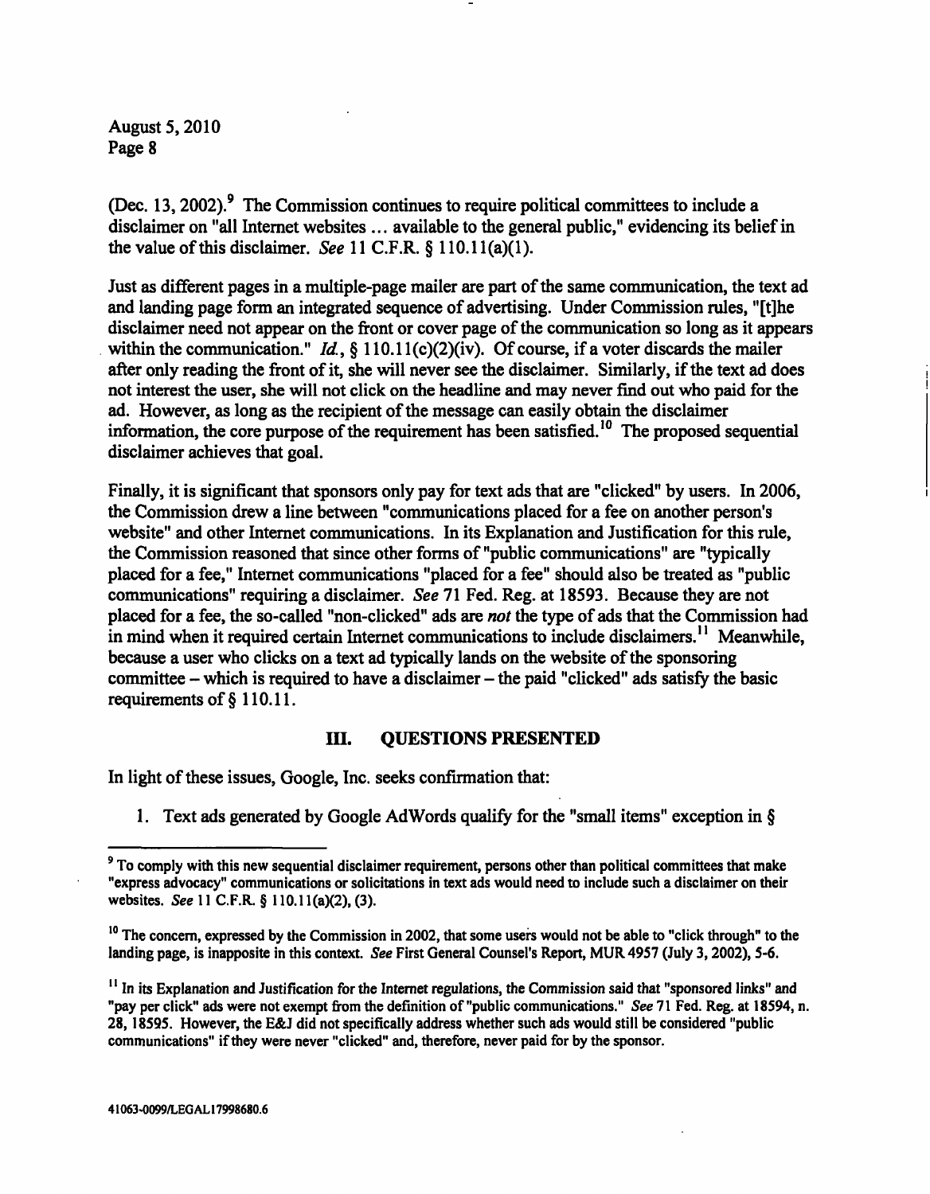(Dec. 13, 2002).[9] The Commission continues to require political committees to include a disclaimer on "all Internet websites ... available to the general public," evidencing its belief in the value of this disclaimer. *See* 11 C.F.R. § 110.11(a)(1).

Just as different pages in a multiple-page mailer are part of the same communication, the text ad and landing page form an integrated sequence of advertising. Under Commission rules, "[t]he disclaimer need not appear on the front or cover page of the communication so long as it appears within the communication." *Id.*, § 110.11(c)(2)(iv). Of course, if a voter discards the mailer after only reading the front of it, she will never see the disclaimer. Similarly, if the text ad does not interest the user, she will not click on the headline and may never find out who paid for the ad. However, as long as the recipient of the message can easily obtain the disclaimer information, the core purpose of the requirement has been satisfied.[10] The proposed sequential disclaimer achieves that goal.

Finally, it is significant that sponsors only pay for text ads that are "clicked" by users. In 2006, the Commission drew a line between "communications placed for a fee on another person's website" and other Internet communications. In its Explanation and Justification for this rule, the Commission reasoned that since other forms of "public communications" are "typically placed for a fee," Internet communications "placed for a fee" should also be treated as "public communications" requiring a disclaimer. *See* 71 Fed. Reg. at 18593. Because they are not placed for a fee, the so-called "non-clicked" ads are *not* the type of ads that the Commission had in mind when it required certain Internet communications to include disclaimers.[11] Meanwhile, because a user who clicks on a text ad typically lands on the website of the sponsoring committee – which is required to have a disclaimer – the paid "clicked" ads satisfy the basic requirements of § 110.11.

## III. QUESTIONS PRESENTED

In light of these issues, Google, Inc. seeks confirmation that:

1. Text ads generated by Google AdWords qualify for the "small items" exception in §

---

[9] To comply with this new sequential disclaimer requirement, persons other than political committees that make "express advocacy" communications or solicitations in text ads would need to include such a disclaimer on their websites. *See* 11 C.F.R. § 110.11(a)(2), (3).

[10] The concern, expressed by the Commission in 2002, that some users would not be able to "click through" to the landing page, is inapposite in this context. *See* First General Counsel's Report, MUR 4957 (July 3, 2002), 5-6.

[11] In its Explanation and Justification for the Internet regulations, the Commission said that "sponsored links" and "pay per click" ads were not exempt from the definition of "public communications." *See* 71 Fed. Reg. at 18594, n. 28, 18595. However, the E&J did not specifically address whether such ads would still be considered "public communications" if they were never "clicked" and, therefore, never paid for by the sponsor.

41063-0099/LEGAL17998680.6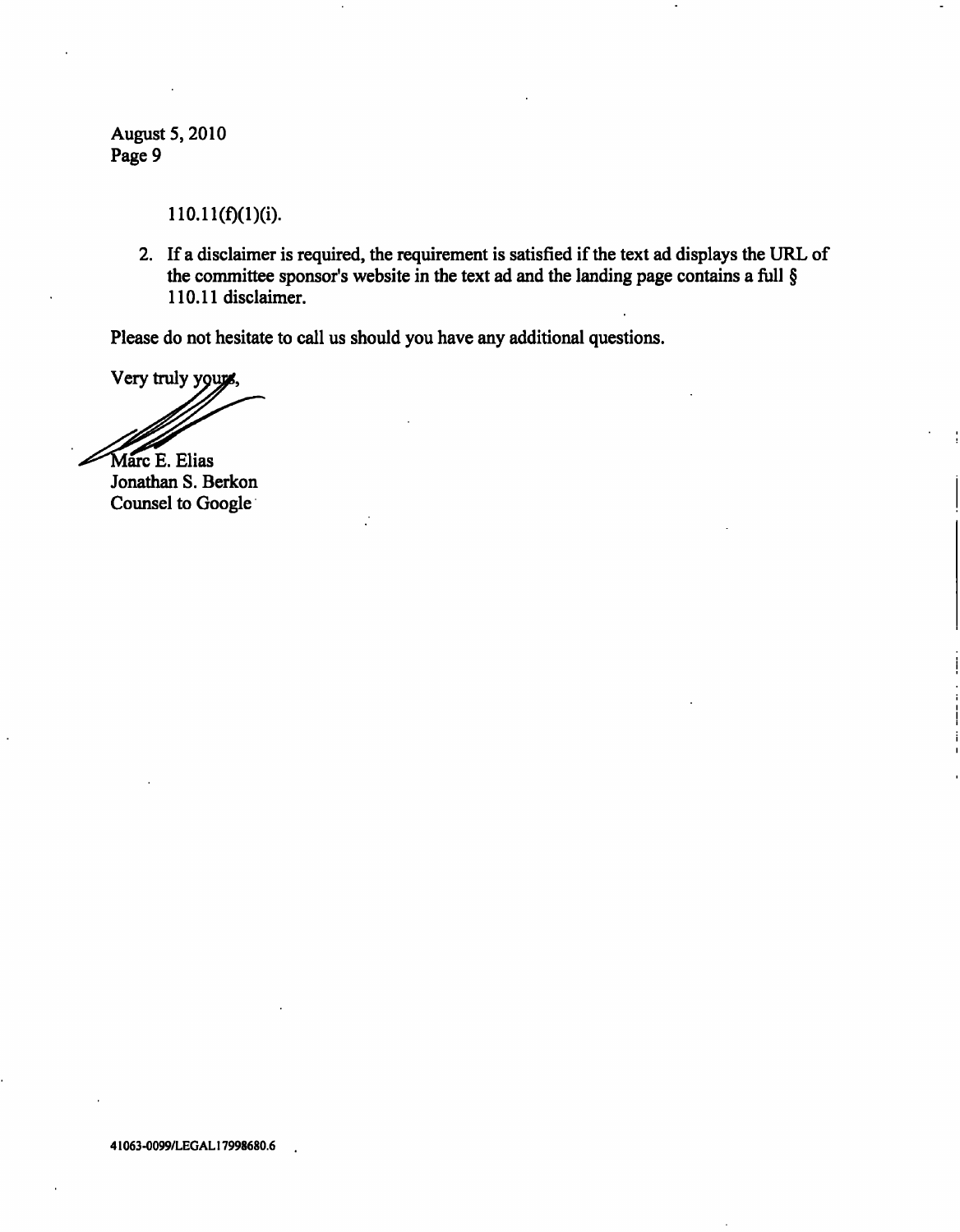110.11(f)(1)(i).

2. If a disclaimer is required, the requirement is satisfied if the text ad displays the URL of the committee sponsor's website in the text ad and the landing page contains a full § 110.11 disclaimer.

Please do not hesitate to call us should you have any additional questions.

Very truly yours,

Marc E. Elias
Jonathan S. Berkon
Counsel to Google

41063-0099/LEGAL17998680.6